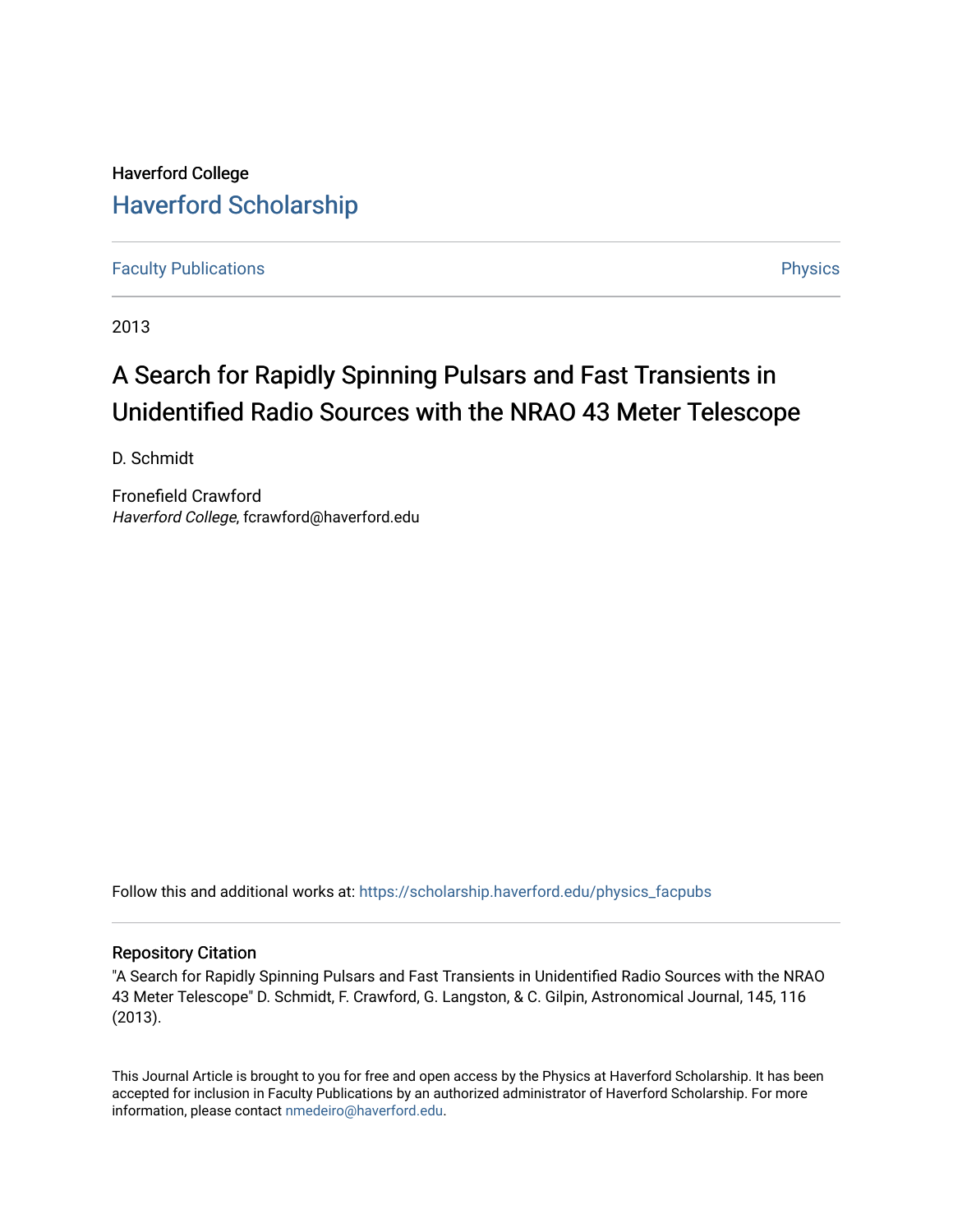Haverford College

## Haverford Scholarship

Faculty Publications | Physics

2013

# A Search for Rapidly Spinning Pulsars and Fast Transients in Unidentified Radio Sources with the NRAO 43 Meter Telescope

D. Schmidt

Fronefield Crawford
*Haverford College*, fcrawford@haverford.edu

Follow this and additional works at: https://scholarship.haverford.edu/physics_facpubs

### Repository Citation

"A Search for Rapidly Spinning Pulsars and Fast Transients in Unidentified Radio Sources with the NRAO 43 Meter Telescope" D. Schmidt, F. Crawford, G. Langston, & C. Gilpin, Astronomical Journal, 145, 116 (2013).

This Journal Article is brought to you for free and open access by the Physics at Haverford Scholarship. It has been accepted for inclusion in Faculty Publications by an authorized administrator of Haverford Scholarship. For more information, please contact nmedeiro@haverford.edu.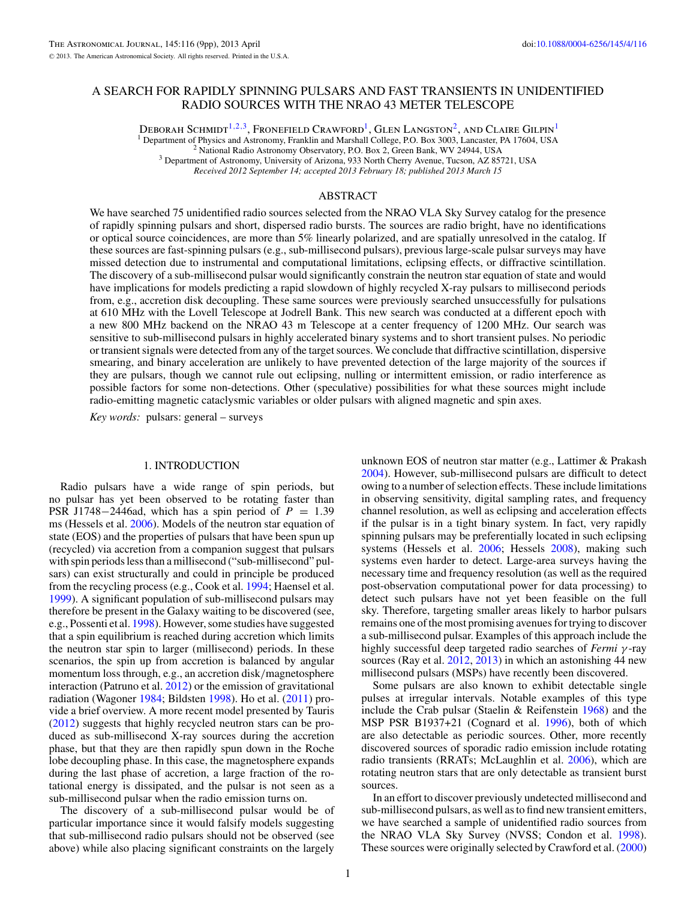# A SEARCH FOR RAPIDLY SPINNING PULSARS AND FAST TRANSIENTS IN UNIDENTIFIED RADIO SOURCES WITH THE NRAO 43 METER TELESCOPE

Deborah Schmidt[1,2,3], Fronefield Crawford[1], Glen Langston[2], and Claire Gilpin[1]

[1] Department of Physics and Astronomy, Franklin and Marshall College, P.O. Box 3003, Lancaster, PA 17604, USA

[2] National Radio Astronomy Observatory, P.O. Box 2, Green Bank, WV 24944, USA

[3] Department of Astronomy, University of Arizona, 933 North Cherry Avenue, Tucson, AZ 85721, USA

*Received 2012 September 14; accepted 2013 February 18; published 2013 March 15*

## ABSTRACT

We have searched 75 unidentified radio sources selected from the NRAO VLA Sky Survey catalog for the presence of rapidly spinning pulsars and short, dispersed radio bursts. The sources are radio bright, have no identifications or optical source coincidences, are more than 5% linearly polarized, and are spatially unresolved in the catalog. If these sources are fast-spinning pulsars (e.g., sub-millisecond pulsars), previous large-scale pulsar surveys may have missed detection due to instrumental and computational limitations, eclipsing effects, or diffractive scintillation. The discovery of a sub-millisecond pulsar would significantly constrain the neutron star equation of state and would have implications for models predicting a rapid slowdown of highly recycled X-ray pulsars to millisecond periods from, e.g., accretion disk decoupling. These same sources were previously searched unsuccessfully for pulsations at 610 MHz with the Lovell Telescope at Jodrell Bank. This new search was conducted at a different epoch with a new 800 MHz backend on the NRAO 43 m Telescope at a center frequency of 1200 MHz. Our search was sensitive to sub-millisecond pulsars in highly accelerated binary systems and to short transient pulses. No periodic or transient signals were detected from any of the target sources. We conclude that diffractive scintillation, dispersive smearing, and binary acceleration are unlikely to have prevented detection of the large majority of the sources if they are pulsars, though we cannot rule out eclipsing, nulling or intermittent emission, or radio interference as possible factors for some non-detections. Other (speculative) possibilities for what these sources might include radio-emitting magnetic cataclysmic variables or older pulsars with aligned magnetic and spin axes.

*Key words:* pulsars: general – surveys

## 1. INTRODUCTION

Radio pulsars have a wide range of spin periods, but no pulsar has yet been observed to be rotating faster than PSR J1748−2446ad, which has a spin period of $P = 1.39$ ms (Hessels et al. 2006). Models of the neutron star equation of state (EOS) and the properties of pulsars that have been spun up (recycled) via accretion from a companion suggest that pulsars with spin periods less than a millisecond ("sub-millisecond" pulsars) can exist structurally and could in principle be produced from the recycling process (e.g., Cook et al. 1994; Haensel et al. 1999). A significant population of sub-millisecond pulsars may therefore be present in the Galaxy waiting to be discovered (see, e.g., Possenti et al. 1998). However, some studies have suggested that a spin equilibrium is reached during accretion which limits the neutron star spin to larger (millisecond) periods. In these scenarios, the spin up from accretion is balanced by angular momentum loss through, e.g., an accretion disk/magnetosphere interaction (Patruno et al. 2012) or the emission of gravitational radiation (Wagoner 1984; Bildsten 1998). Ho et al. (2011) provide a brief overview. A more recent model presented by Tauris (2012) suggests that highly recycled neutron stars can be produced as sub-millisecond X-ray sources during the accretion phase, but that they are then rapidly spun down in the Roche lobe decoupling phase. In this case, the magnetosphere expands during the last phase of accretion, a large fraction of the rotational energy is dissipated, and the pulsar is not seen as a sub-millisecond pulsar when the radio emission turns on.

The discovery of a sub-millisecond pulsar would be of particular importance since it would falsify models suggesting that sub-millisecond radio pulsars should not be observed (see above) while also placing significant constraints on the largely unknown EOS of neutron star matter (e.g., Lattimer & Prakash 2004). However, sub-millisecond pulsars are difficult to detect owing to a number of selection effects. These include limitations in observing sensitivity, digital sampling rates, and frequency channel resolution, as well as eclipsing and acceleration effects if the pulsar is in a tight binary system. In fact, very rapidly spinning pulsars may be preferentially located in such eclipsing systems (Hessels et al. 2006; Hessels 2008), making such systems even harder to detect. Large-area surveys having the necessary time and frequency resolution (as well as the required post-observation computational power for data processing) to detect such pulsars have not yet been feasible on the full sky. Therefore, targeting smaller areas likely to harbor pulsars remains one of the most promising avenues for trying to discover a sub-millisecond pulsar. Examples of this approach include the highly successful deep targeted radio searches of *Fermi* $\gamma$-ray sources (Ray et al. 2012, 2013) in which an astonishing 44 new millisecond pulsars (MSPs) have recently been discovered.

Some pulsars are also known to exhibit detectable single pulses at irregular intervals. Notable examples of this type include the Crab pulsar (Staelin & Reifenstein 1968) and the MSP PSR B1937+21 (Cognard et al. 1996), both of which are also detectable as periodic sources. Other, more recently discovered sources of sporadic radio emission include rotating radio transients (RRATs; McLaughlin et al. 2006), which are rotating neutron stars that are only detectable as transient burst sources.

In an effort to discover previously undetected millisecond and sub-millisecond pulsars, as well as to find new transient emitters, we have searched a sample of unidentified radio sources from the NRAO VLA Sky Survey (NVSS; Condon et al. 1998). These sources were originally selected by Crawford et al. (2000)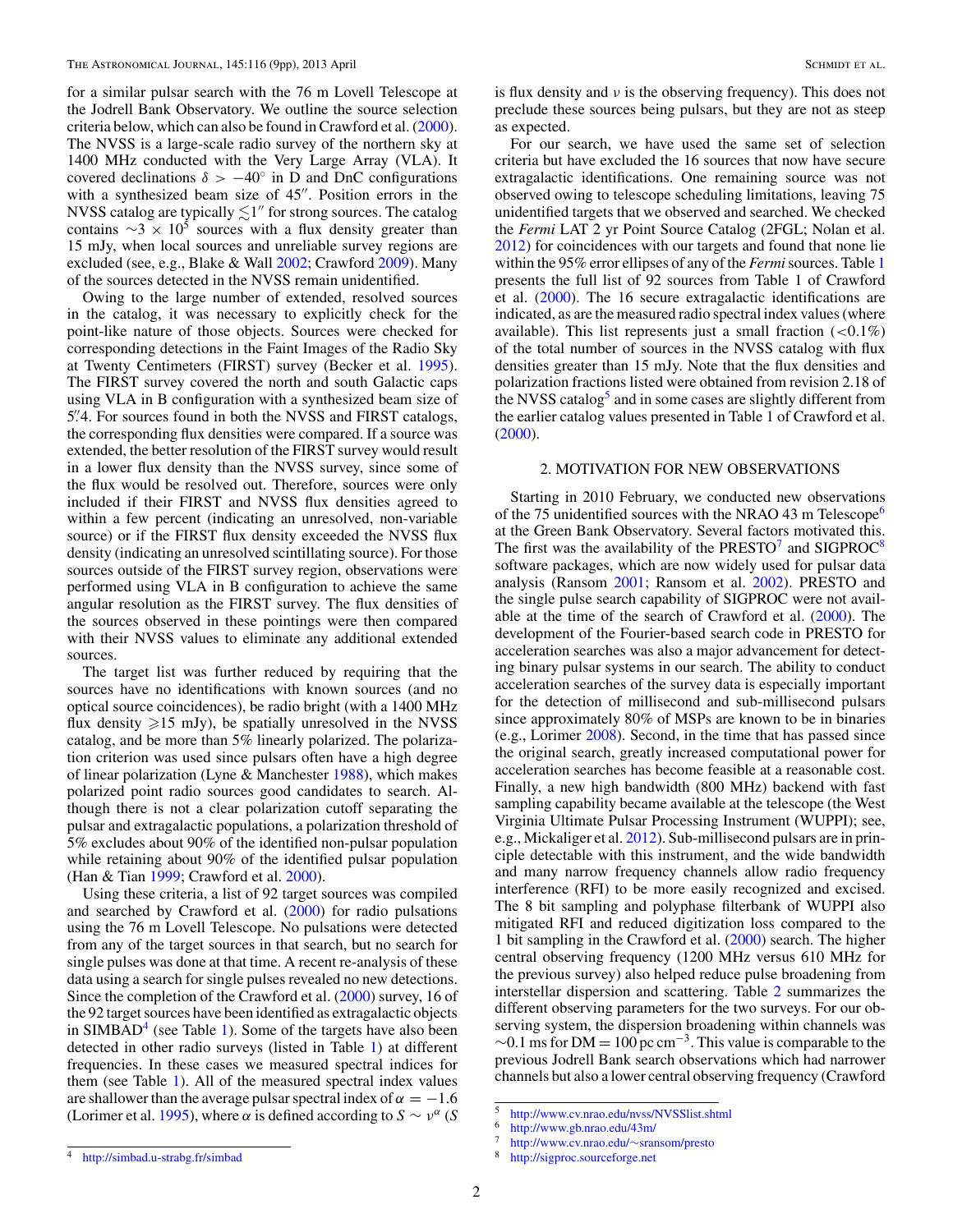for a similar pulsar search with the 76 m Lovell Telescope at the Jodrell Bank Observatory. We outline the source selection criteria below, which can also be found in Crawford et al. (2000). The NVSS is a large-scale radio survey of the northern sky at 1400 MHz conducted with the Very Large Array (VLA). It covered declinations $\delta > -40^\circ$ in D and DnC configurations with a synthesized beam size of 45″. Position errors in the NVSS catalog are typically $\lesssim 1''$ for strong sources. The catalog contains $\sim 3 \times 10^5$ sources with a flux density greater than 15 mJy, when local sources and unreliable survey regions are excluded (see, e.g., Blake & Wall 2002; Crawford 2009). Many of the sources detected in the NVSS remain unidentified.

Owing to the large number of extended, resolved sources in the catalog, it was necessary to explicitly check for the point-like nature of those objects. Sources were checked for corresponding detections in the Faint Images of the Radio Sky at Twenty Centimeters (FIRST) survey (Becker et al. 1995). The FIRST survey covered the north and south Galactic caps using VLA in B configuration with a synthesized beam size of 5.″4. For sources found in both the NVSS and FIRST catalogs, the corresponding flux densities were compared. If a source was extended, the better resolution of the FIRST survey would result in a lower flux density than the NVSS survey, since some of the flux would be resolved out. Therefore, sources were only included if their FIRST and NVSS flux densities agreed to within a few percent (indicating an unresolved, non-variable source) or if the FIRST flux density exceeded the NVSS flux density (indicating an unresolved scintillating source). For those sources outside of the FIRST survey region, observations were performed using VLA in B configuration to achieve the same angular resolution as the FIRST survey. The flux densities of the sources observed in these pointings were then compared with their NVSS values to eliminate any additional extended sources.

The target list was further reduced by requiring that the sources have no identifications with known sources (and no optical source coincidences), be radio bright (with a 1400 MHz flux density $\geqslant$15 mJy), be spatially unresolved in the NVSS catalog, and be more than 5% linearly polarized. The polarization criterion was used since pulsars often have a high degree of linear polarization (Lyne & Manchester 1988), which makes polarized point radio sources good candidates to search. Although there is not a clear polarization cutoff separating the pulsar and extragalactic populations, a polarization threshold of 5% excludes about 90% of the identified non-pulsar population while retaining about 90% of the identified pulsar population (Han & Tian 1999; Crawford et al. 2000).

Using these criteria, a list of 92 target sources was compiled and searched by Crawford et al. (2000) for radio pulsations using the 76 m Lovell Telescope. No pulsations were detected from any of the target sources in that search, but no search for single pulses was done at that time. A recent re-analysis of these data using a search for single pulses revealed no new detections. Since the completion of the Crawford et al. (2000) survey, 16 of the 92 target sources have been identified as extragalactic objects in SIMBAD[4] (see Table 1). Some of the targets have also been detected in other radio surveys (listed in Table 1) at different frequencies. In these cases we measured spectral indices for them (see Table 1). All of the measured spectral index values are shallower than the average pulsar spectral index of $\alpha = -1.6$ (Lorimer et al. 1995), where $\alpha$ is defined according to $S \sim \nu^{\alpha}$ ($S$ is flux density and $\nu$ is the observing frequency). This does not preclude these sources being pulsars, but they are not as steep as expected.

For our search, we have used the same set of selection criteria but have excluded the 16 sources that now have secure extragalactic identifications. One remaining source was not observed owing to telescope scheduling limitations, leaving 75 unidentified targets that we observed and searched. We checked the *Fermi* LAT 2 yr Point Source Catalog (2FGL; Nolan et al. 2012) for coincidences with our targets and found that none lie within the 95% error ellipses of any of the *Fermi* sources. Table 1 presents the full list of 92 sources from Table 1 of Crawford et al. (2000). The 16 secure extragalactic identifications are indicated, as are the measured radio spectral index values (where available). This list represents just a small fraction (<0.1%) of the total number of sources in the NVSS catalog with flux densities greater than 15 mJy. Note that the flux densities and polarization fractions listed were obtained from revision 2.18 of the NVSS catalog[5] and in some cases are slightly different from the earlier catalog values presented in Table 1 of Crawford et al. (2000).

## 2. MOTIVATION FOR NEW OBSERVATIONS

Starting in 2010 February, we conducted new observations of the 75 unidentified sources with the NRAO 43 m Telescope[6] at the Green Bank Observatory. Several factors motivated this. The first was the availability of the PRESTO[7] and SIGPROC[8] software packages, which are now widely used for pulsar data analysis (Ransom 2001; Ransom et al. 2002). PRESTO and the single pulse search capability of SIGPROC were not available at the time of the search of Crawford et al. (2000). The development of the Fourier-based search code in PRESTO for acceleration searches was also a major advancement for detecting binary pulsar systems in our search. The ability to conduct acceleration searches of the survey data is especially important for the detection of millisecond and sub-millisecond pulsars since approximately 80% of MSPs are known to be in binaries (e.g., Lorimer 2008). Second, in the time that has passed since the original search, greatly increased computational power for acceleration searches has become feasible at a reasonable cost. Finally, a new high bandwidth (800 MHz) backend with fast sampling capability became available at the telescope (the West Virginia Ultimate Pulsar Processing Instrument (WUPPI); see, e.g., Mickaliger et al. 2012). Sub-millisecond pulsars are in principle detectable with this instrument, and the wide bandwidth and many narrow frequency channels allow radio frequency interference (RFI) to be more easily recognized and excised. The 8 bit sampling and polyphase filterbank of WUPPI also mitigated RFI and reduced digitization loss compared to the 1 bit sampling in the Crawford et al. (2000) search. The higher central observing frequency (1200 MHz versus 610 MHz for the previous survey) also helped reduce pulse broadening from interstellar dispersion and scattering. Table 2 summarizes the different observing parameters for the two surveys. For our observing system, the dispersion broadening within channels was $\sim$0.1 ms for DM = 100 pc cm$^{-3}$. This value is comparable to the previous Jodrell Bank search observations which had narrower channels but also a lower central observing frequency (Crawford

[4] http://simbad.u-strabg.fr/simbad

[5] http://www.cv.nrao.edu/nvss/NVSSlist.shtml

[6] http://www.gb.nrao.edu/43m/

[7] http://www.cv.nrao.edu/~sransom/presto

[8] http://sigproc.sourceforge.net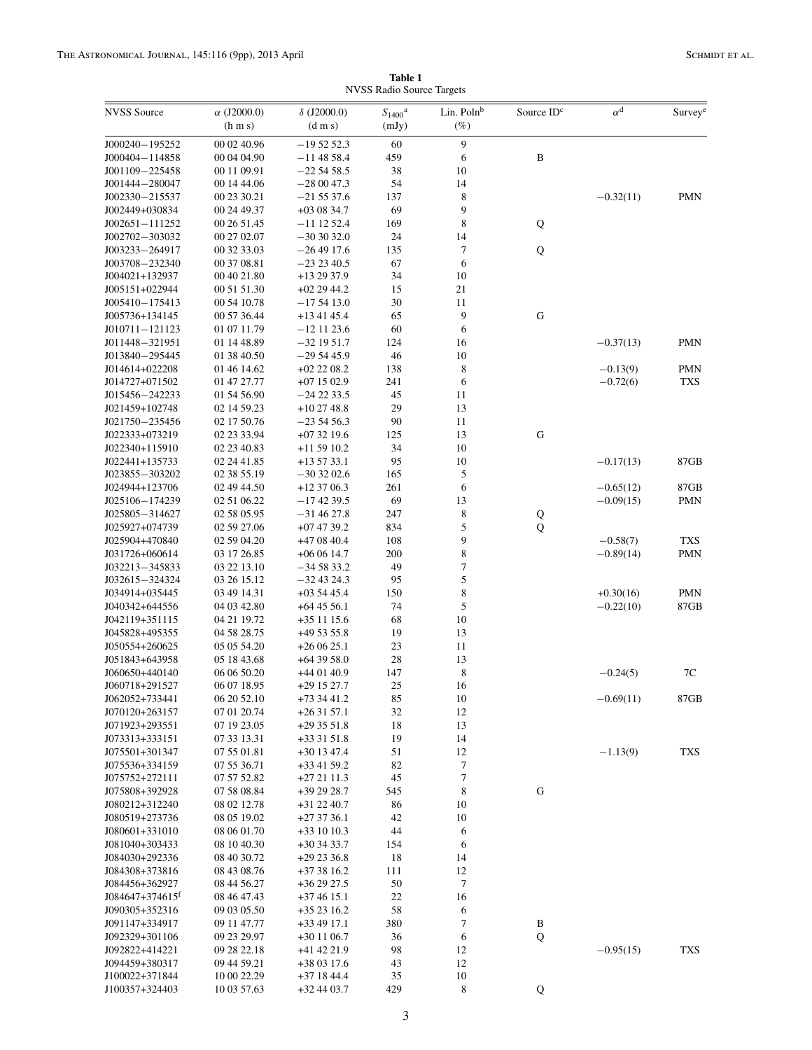**Table 1**
NVSS Radio Source Targets

| NVSS Source | $\alpha$ (J2000.0) (h m s) | $\delta$ (J2000.0) (d m s) | $S_{1400}$[a] (mJy) | Lin. Poln[b] (%) | Source ID[c] | $\alpha$[d] | Survey[e] |
|---|---|---|---|---|---|---|---|
| J000240−195252 | 00 02 40.96 | −19 52 52.3 | 60 | 9 | | | |
| J000404−114858 | 00 04 04.90 | −11 48 58.4 | 459 | 6 | B | | |
| J001109−225458 | 00 11 09.91 | −22 54 58.5 | 38 | 10 | | | |
| J001444−280047 | 00 14 44.06 | −28 00 47.3 | 54 | 14 | | | |
| J002330−215537 | 00 23 30.21 | −21 55 37.6 | 137 | 8 | | −0.32(11) | PMN |
| J002449+030834 | 00 24 49.37 | +03 08 34.7 | 69 | 9 | | | |
| J002651−111252 | 00 26 51.45 | −11 12 52.4 | 169 | 8 | Q | | |
| J002702−303032 | 00 27 02.07 | −30 30 32.0 | 24 | 14 | | | |
| J003233−264917 | 00 32 33.03 | −26 49 17.6 | 135 | 7 | Q | | |
| J003708−232340 | 00 37 08.81 | −23 23 40.5 | 67 | 6 | | | |
| J004021+132937 | 00 40 21.80 | +13 29 37.9 | 34 | 10 | | | |
| J005151+022944 | 00 51 51.30 | +02 29 44.2 | 15 | 21 | | | |
| J005410−175413 | 00 54 10.78 | −17 54 13.0 | 30 | 11 | | | |
| J005736+134145 | 00 57 36.44 | +13 41 45.4 | 65 | 9 | G | | |
| J010711−121123 | 01 07 11.79 | −12 11 23.6 | 60 | 6 | | | |
| J011448−321951 | 01 14 48.89 | −32 19 51.7 | 124 | 16 | | −0.37(13) | PMN |
| J013840−295445 | 01 38 40.50 | −29 54 45.9 | 46 | 10 | | | |
| J014614+022208 | 01 46 14.62 | +02 22 08.2 | 138 | 8 | | −0.13(9) | PMN |
| J014727+071502 | 01 47 27.77 | +07 15 02.9 | 241 | 6 | | −0.72(6) | TXS |
| J015456−242233 | 01 54 56.90 | −24 22 33.5 | 45 | 11 | | | |
| J021459+102748 | 02 14 59.23 | +10 27 48.8 | 29 | 13 | | | |
| J021750−235456 | 02 17 50.76 | −23 54 56.3 | 90 | 11 | | | |
| J022333+073219 | 02 23 33.94 | +07 32 19.6 | 125 | 13 | G | | |
| J022340+115910 | 02 23 40.83 | +11 59 10.2 | 34 | 10 | | | |
| J022441+135733 | 02 24 41.85 | +13 57 33.1 | 95 | 10 | | −0.17(13) | 87GB |
| J023855−303202 | 02 38 55.19 | −30 32 02.6 | 165 | 5 | | | |
| J024944+123706 | 02 49 44.50 | +12 37 06.3 | 261 | 6 | | −0.65(12) | 87GB |
| J025106−174239 | 02 51 06.22 | −17 42 39.5 | 69 | 13 | | −0.09(15) | PMN |
| J025805−314627 | 02 58 05.95 | −31 46 27.8 | 247 | 8 | Q | | |
| J025927+074739 | 02 59 27.06 | +07 47 39.2 | 834 | 5 | Q | | |
| J025904+470840 | 02 59 04.20 | +47 08 40.4 | 108 | 9 | | −0.58(7) | TXS |
| J031726+060614 | 03 17 26.85 | +06 06 14.7 | 200 | 8 | | −0.89(14) | PMN |
| J032213−345833 | 03 22 13.10 | −34 58 33.2 | 49 | 7 | | | |
| J032615−324324 | 03 26 15.12 | −32 43 24.3 | 95 | 5 | | | |
| J034914+035445 | 03 49 14.31 | +03 54 45.4 | 150 | 8 | | +0.30(16) | PMN |
| J040342+644556 | 04 03 42.80 | +64 45 56.1 | 74 | 5 | | −0.22(10) | 87GB |
| J042119+351115 | 04 21 19.72 | +35 11 15.6 | 68 | 10 | | | |
| J045828+495355 | 04 58 28.75 | +49 53 55.8 | 19 | 13 | | | |
| J050554+260625 | 05 05 54.20 | +26 06 25.1 | 23 | 11 | | | |
| J051843+643958 | 05 18 43.68 | +64 39 58.0 | 28 | 13 | | | |
| J060650+440140 | 06 06 50.20 | +44 01 40.9 | 147 | 8 | | −0.24(5) | 7C |
| J060718+291527 | 06 07 18.95 | +29 15 27.7 | 25 | 16 | | | |
| J062052+733441 | 06 20 52.10 | +73 34 41.2 | 85 | 10 | | −0.69(11) | 87GB |
| J070120+263157 | 07 01 20.74 | +26 31 57.1 | 32 | 12 | | | |
| J071923+293551 | 07 19 23.05 | +29 35 51.8 | 18 | 13 | | | |
| J073313+333151 | 07 33 13.31 | +33 31 51.8 | 19 | 14 | | | |
| J075501+301347 | 07 55 01.81 | +30 13 47.4 | 51 | 12 | | −1.13(9) | TXS |
| J075536+334159 | 07 55 36.71 | +33 41 59.2 | 82 | 7 | | | |
| J075752+272111 | 07 57 52.82 | +27 21 11.3 | 45 | 7 | | | |
| J075808+392928 | 07 58 08.84 | +39 29 28.7 | 545 | 8 | G | | |
| J080212+312240 | 08 02 12.78 | +31 22 40.7 | 86 | 10 | | | |
| J080519+273736 | 08 05 19.02 | +27 37 36.1 | 42 | 10 | | | |
| J080601+331010 | 08 06 01.70 | +33 10 10.3 | 44 | 6 | | | |
| J081040+303433 | 08 10 40.30 | +30 34 33.7 | 154 | 6 | | | |
| J084030+292336 | 08 40 30.72 | +29 23 36.8 | 18 | 14 | | | |
| J084308+373816 | 08 43 08.76 | +37 38 16.2 | 111 | 12 | | | |
| J084456+362927 | 08 44 56.27 | +36 29 27.5 | 50 | 7 | | | |
| J084647+374615[f] | 08 46 47.43 | +37 46 15.1 | 22 | 16 | | | |
| J090305+352316 | 09 03 05.50 | +35 23 16.2 | 58 | 6 | | | |
| J091147+334917 | 09 11 47.77 | +33 49 17.1 | 380 | 7 | B | | |
| J092329+301106 | 09 23 29.97 | +30 11 06.7 | 36 | 6 | Q | | |
| J092822+414221 | 09 28 22.18 | +41 42 21.9 | 98 | 12 | | −0.95(15) | TXS |
| J094459+380317 | 09 44 59.21 | +38 03 17.6 | 43 | 12 | | | |
| J100022+371844 | 10 00 22.29 | +37 18 44.4 | 35 | 10 | | | |
| J100357+324403 | 10 03 57.63 | +32 44 03.7 | 429 | 8 | Q | | |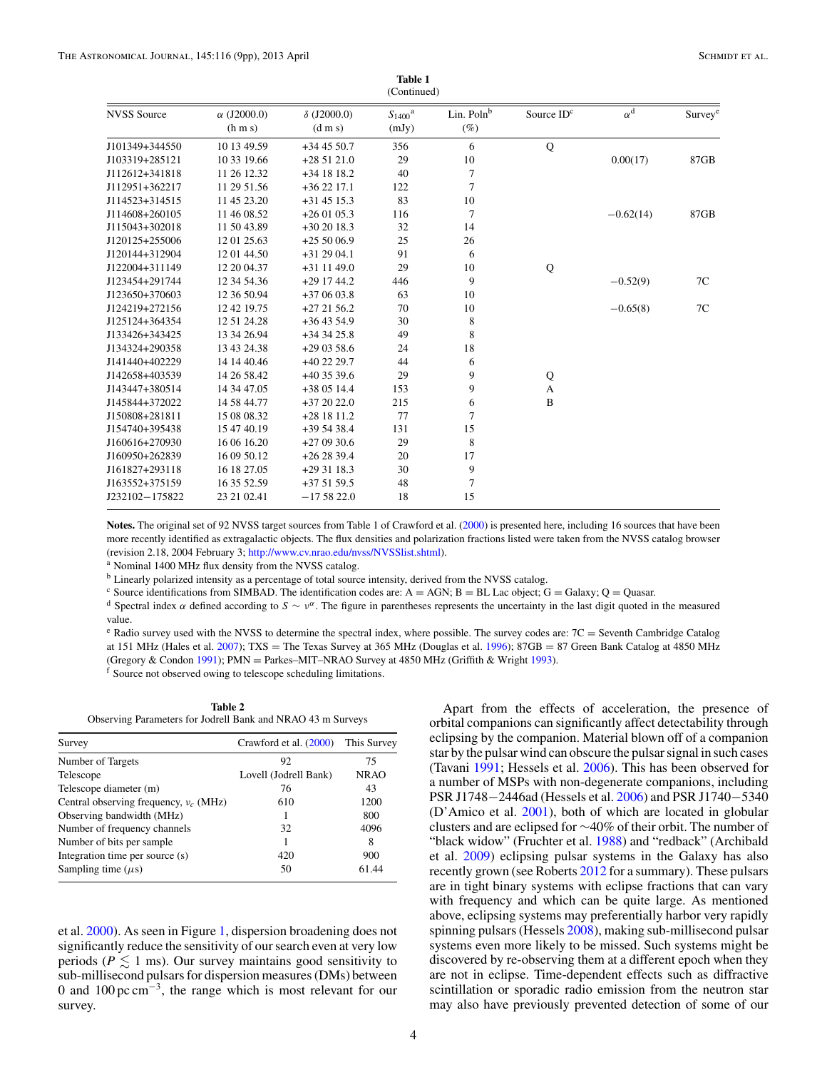**Table 1**
(Continued)

| NVSS Source | α (J2000.0) (h m s) | δ (J2000.0) (d m s) | $S_{1400}$[a] (mJy) | Lin. Poln[b] (%) | Source ID[c] | α[d] | Survey[e] |
|---|---|---|---|---|---|---|---|
| J101349+344550 | 10 13 49.59 | +34 45 50.7 | 356 | 6 | Q | | |
| J103319+285121 | 10 33 19.66 | +28 51 21.0 | 29 | 10 | | 0.00(17) | 87GB |
| J112612+341818 | 11 26 12.32 | +34 18 18.2 | 40 | 7 | | | |
| J112951+362217 | 11 29 51.56 | +36 22 17.1 | 122 | 7 | | | |
| J114523+314515 | 11 45 23.20 | +31 45 15.3 | 83 | 10 | | | |
| J114608+260105 | 11 46 08.52 | +26 01 05.3 | 116 | 7 | | −0.62(14) | 87GB |
| J115043+302018 | 11 50 43.89 | +30 20 18.3 | 32 | 14 | | | |
| J120125+255006 | 12 01 25.63 | +25 50 06.9 | 25 | 26 | | | |
| J120144+312904 | 12 01 44.50 | +31 29 04.1 | 91 | 6 | | | |
| J122004+311149 | 12 20 04.37 | +31 11 49.0 | 29 | 10 | Q | | |
| J123454+291744 | 12 34 54.36 | +29 17 44.2 | 446 | 9 | | −0.52(9) | 7C |
| J123650+370603 | 12 36 50.94 | +37 06 03.8 | 63 | 10 | | | |
| J124219+272156 | 12 42 19.75 | +27 21 56.2 | 70 | 10 | | −0.65(8) | 7C |
| J125124+364354 | 12 51 24.28 | +36 43 54.9 | 30 | 8 | | | |
| J133426+343425 | 13 34 26.94 | +34 34 25.8 | 49 | 8 | | | |
| J134324+290358 | 13 43 24.38 | +29 03 58.6 | 24 | 18 | | | |
| J141440+402229 | 14 14 40.46 | +40 22 29.7 | 44 | 6 | | | |
| J142658+403539 | 14 26 58.42 | +40 35 39.6 | 29 | 9 | Q | | |
| J143447+380514 | 14 34 47.05 | +38 05 14.4 | 153 | 9 | A | | |
| J145844+372022 | 14 58 44.77 | +37 20 22.0 | 215 | 6 | B | | |
| J150808+281811 | 15 08 08.32 | +28 18 11.2 | 77 | 7 | | | |
| J154740+395438 | 15 47 40.19 | +39 54 38.4 | 131 | 15 | | | |
| J160616+270930 | 16 06 16.20 | +27 09 30.6 | 29 | 8 | | | |
| J160950+262839 | 16 09 50.12 | +26 28 39.4 | 20 | 17 | | | |
| J161827+293118 | 16 18 27.05 | +29 31 18.3 | 30 | 9 | | | |
| J163552+375159 | 16 35 52.59 | +37 51 59.5 | 48 | 7 | | | |
| J232102−175822 | 23 21 02.41 | −17 58 22.0 | 18 | 15 | | | |

**Notes.** The original set of 92 NVSS target sources from Table 1 of Crawford et al. (2000) is presented here, including 16 sources that have been more recently identified as extragalactic objects. The flux densities and polarization fractions listed were taken from the NVSS catalog browser (revision 2.18, 2004 February 3; http://www.cv.nrao.edu/nvss/NVSSlist.shtml).

[a] Nominal 1400 MHz flux density from the NVSS catalog.

[b] Linearly polarized intensity as a percentage of total source intensity, derived from the NVSS catalog.

[c] Source identifications from SIMBAD. The identification codes are: A = AGN; B = BL Lac object; G = Galaxy; Q = Quasar.

[d] Spectral index $\alpha$ defined according to $S \sim \nu^{\alpha}$. The figure in parentheses represents the uncertainty in the last digit quoted in the measured value.

[e] Radio survey used with the NVSS to determine the spectral index, where possible. The survey codes are: 7C = Seventh Cambridge Catalog at 151 MHz (Hales et al. 2007); TXS = The Texas Survey at 365 MHz (Douglas et al. 1996); 87GB = 87 Green Bank Catalog at 4850 MHz (Gregory & Condon 1991); PMN = Parkes–MIT–NRAO Survey at 4850 MHz (Griffith & Wright 1993).

[f] Source not observed owing to telescope scheduling limitations.

**Table 2**
Observing Parameters for Jodrell Bank and NRAO 43 m Surveys

| Survey | Crawford et al. (2000) | This Survey |
|---|---|---|
| Number of Targets | 92 | 75 |
| Telescope | Lovell (Jodrell Bank) | NRAO |
| Telescope diameter (m) | 76 | 43 |
| Central observing frequency, $\nu_c$ (MHz) | 610 | 1200 |
| Observing bandwidth (MHz) | 1 | 800 |
| Number of frequency channels | 32 | 4096 |
| Number of bits per sample | 1 | 8 |
| Integration time per source (s) | 420 | 900 |
| Sampling time ($\mu$s) | 50 | 61.44 |

et al. 2000). As seen in Figure 1, dispersion broadening does not significantly reduce the sensitivity of our search even at very low periods ($P \lesssim 1$ ms). Our survey maintains good sensitivity to sub-millisecond pulsars for dispersion measures (DMs) between 0 and 100 pc cm$^{-3}$, the range which is most relevant for our survey.

Apart from the effects of acceleration, the presence of orbital companions can significantly affect detectability through eclipsing by the companion. Material blown off of a companion star by the pulsar wind can obscure the pulsar signal in such cases (Tavani 1991; Hessels et al. 2006). This has been observed for a number of MSPs with non-degenerate companions, including PSR J1748−2446ad (Hessels et al. 2006) and PSR J1740−5340 (D'Amico et al. 2001), both of which are located in globular clusters and are eclipsed for ∼40% of their orbit. The number of "black widow" (Fruchter et al. 1988) and "redback" (Archibald et al. 2009) eclipsing pulsar systems in the Galaxy has also recently grown (see Roberts 2012 for a summary). These pulsars are in tight binary systems with eclipse fractions that can vary with frequency and which can be quite large. As mentioned above, eclipsing systems may preferentially harbor very rapidly spinning pulsars (Hessels 2008), making sub-millisecond pulsar systems even more likely to be missed. Such systems might be discovered by re-observing them at a different epoch when they are not in eclipse. Time-dependent effects such as diffractive scintillation or sporadic radio emission from the neutron star may also have previously prevented detection of some of our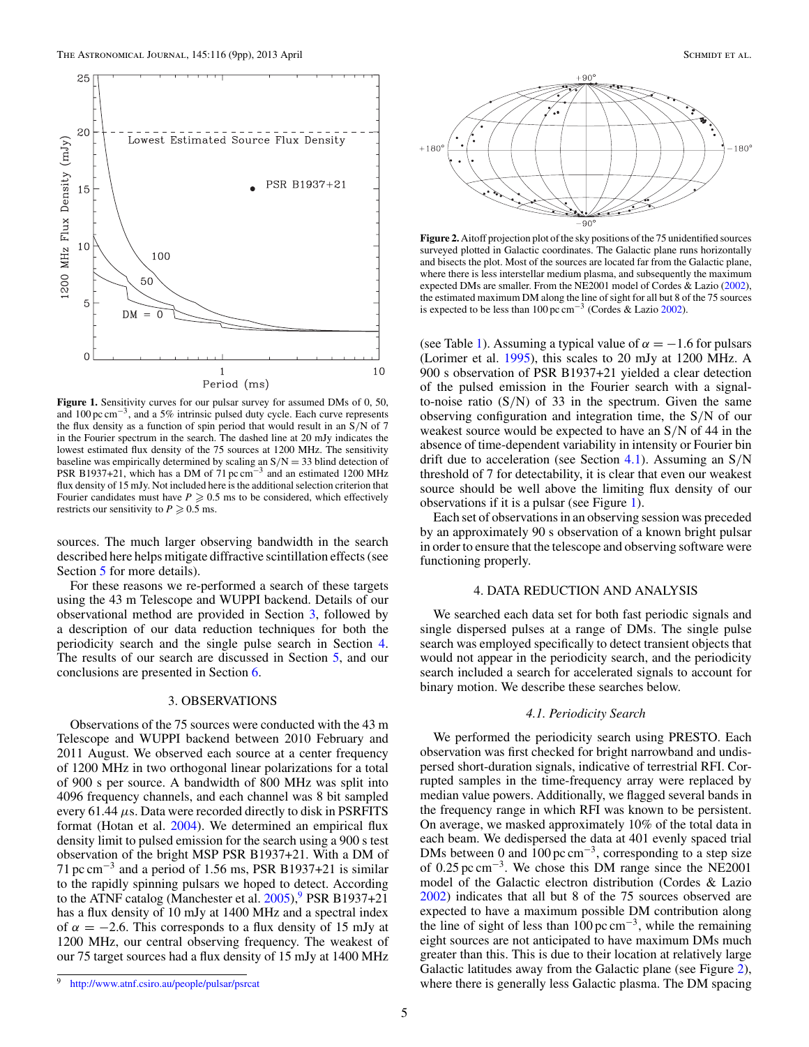**Figure 1.** Sensitivity curves for our pulsar survey for assumed DMs of 0, 50, and 100 pc cm$^{-3}$, and a 5% intrinsic pulsed duty cycle. Each curve represents the flux density as a function of spin period that would result in an S/N of 7 in the Fourier spectrum in the search. The dashed line at 20 mJy indicates the lowest estimated flux density of the 75 sources at 1200 MHz. The sensitivity baseline was empirically determined by scaling an S/N = 33 blind detection of PSR B1937+21, which has a DM of 71 pc cm$^{-3}$ and an estimated 1200 MHz flux density of 15 mJy. Not included here is the additional selection criterion that Fourier candidates must have $P \geqslant 0.5$ ms to be considered, which effectively restricts our sensitivity to $P \geqslant 0.5$ ms.

sources. The much larger observing bandwidth in the search described here helps mitigate diffractive scintillation effects (see Section 5 for more details).

For these reasons we re-performed a search of these targets using the 43 m Telescope and WUPPI backend. Details of our observational method are provided in Section 3, followed by a description of our data reduction techniques for both the periodicity search and the single pulse search in Section 4. The results of our search are discussed in Section 5, and our conclusions are presented in Section 6.

## 3. OBSERVATIONS

Observations of the 75 sources were conducted with the 43 m Telescope and WUPPI backend between 2010 February and 2011 August. We observed each source at a center frequency of 1200 MHz in two orthogonal linear polarizations for a total of 900 s per source. A bandwidth of 800 MHz was split into 4096 frequency channels, and each channel was 8 bit sampled every 61.44 $\mu$s. Data were recorded directly to disk in PSRFITS format (Hotan et al. 2004). We determined an empirical flux density limit to pulsed emission for the search using a 900 s test observation of the bright MSP PSR B1937+21. With a DM of 71 pc cm$^{-3}$ and a period of 1.56 ms, PSR B1937+21 is similar to the rapidly spinning pulsars we hoped to detect. According to the ATNF catalog (Manchester et al. 2005),[9] PSR B1937+21 has a flux density of 10 mJy at 1400 MHz and a spectral index of $\alpha = -2.6$. This corresponds to a flux density of 15 mJy at 1200 MHz, our central observing frequency. The weakest of our 75 target sources had a flux density of 15 mJy at 1400 MHz (see Table 1). Assuming a typical value of $\alpha = -1.6$ for pulsars (Lorimer et al. 1995), this scales to 20 mJy at 1200 MHz. A 900 s observation of PSR B1937+21 yielded a clear detection of the pulsed emission in the Fourier search with a signal-to-noise ratio (S/N) of 33 in the spectrum. Given the same observing configuration and integration time, the S/N of our weakest source would be expected to have an S/N of 44 in the absence of time-dependent variability in intensity or Fourier bin drift due to acceleration (see Section 4.1). Assuming an S/N threshold of 7 for detectability, it is clear that even our weakest source should be well above the limiting flux density of our observations if it is a pulsar (see Figure 1).

Each set of observations in an observing session was preceded by an approximately 90 s observation of a known bright pulsar in order to ensure that the telescope and observing software were functioning properly.

[9] http://www.atnf.csiro.au/people/pulsar/psrcat

**Figure 2.** Aitoff projection plot of the sky positions of the 75 unidentified sources surveyed plotted in Galactic coordinates. The Galactic plane runs horizontally and bisects the plot. Most of the sources are located far from the Galactic plane, where there is less interstellar medium plasma, and subsequently the maximum expected DMs are smaller. From the NE2001 model of Cordes & Lazio (2002), the estimated maximum DM along the line of sight for all but 8 of the 75 sources is expected to be less than 100 pc cm$^{-3}$ (Cordes & Lazio 2002).

## 4. DATA REDUCTION AND ANALYSIS

We searched each data set for both fast periodic signals and single dispersed pulses at a range of DMs. The single pulse search was employed specifically to detect transient objects that would not appear in the periodicity search, and the periodicity search included a search for accelerated signals to account for binary motion. We describe these searches below.

### *4.1. Periodicity Search*

We performed the periodicity search using PRESTO. Each observation was first checked for bright narrowband and undispersed short-duration signals, indicative of terrestrial RFI. Corrupted samples in the time-frequency array were replaced by median value powers. Additionally, we flagged several bands in the frequency range in which RFI was known to be persistent. On average, we masked approximately 10% of the total data in each beam. We dedispersed the data at 401 evenly spaced trial DMs between 0 and 100 pc cm$^{-3}$, corresponding to a step size of 0.25 pc cm$^{-3}$. We chose this DM range since the NE2001 model of the Galactic electron distribution (Cordes & Lazio 2002) indicates that all but 8 of the 75 sources observed are expected to have a maximum possible DM contribution along the line of sight of less than 100 pc cm$^{-3}$, while the remaining eight sources are not anticipated to have maximum DMs much greater than this. This is due to their location at relatively large Galactic latitudes away from the Galactic plane (see Figure 2), where there is generally less Galactic plasma. The DM spacing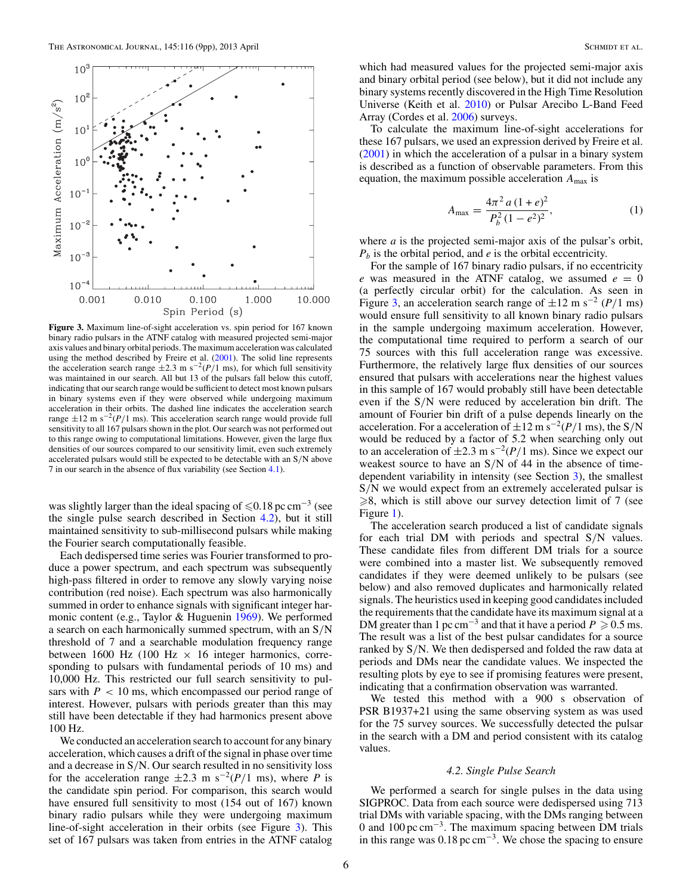**Figure 3.** Maximum line-of-sight acceleration vs. spin period for 167 known binary radio pulsars in the ATNF catalog with measured projected semi-major axis values and binary orbital periods. The maximum acceleration was calculated using the method described by Freire et al. (2001). The solid line represents the acceleration search range $\pm 2.3$ m s$^{-2}$($P$/1 ms), for which full sensitivity was maintained in our search. All but 13 of the pulsars fall below this cutoff, indicating that our search range would be sufficient to detect most known pulsars in binary systems even if they were observed while undergoing maximum acceleration in their orbits. The dashed line indicates the acceleration search range $\pm 12$ m s$^{-2}$($P$/1 ms). This acceleration search range would provide full sensitivity to all 167 pulsars shown in the plot. Our search was not performed out to this range owing to computational limitations. However, given the large flux densities of our sources compared to our sensitivity limit, even such extremely accelerated pulsars would still be expected to be detectable with an S/N above 7 in our search in the absence of flux variability (see Section 4.1).

was slightly larger than the ideal spacing of $\leqslant 0.18$ pc cm$^{-3}$ (see the single pulse search described in Section 4.2), but it still maintained sensitivity to sub-millisecond pulsars while making the Fourier search computationally feasible.

Each dedispersed time series was Fourier transformed to produce a power spectrum, and each spectrum was subsequently high-pass filtered in order to remove any slowly varying noise contribution (red noise). Each spectrum was also harmonically summed in order to enhance signals with significant integer harmonic content (e.g., Taylor & Huguenin 1969). We performed a search on each harmonically summed spectrum, with an S/N threshold of 7 and a searchable modulation frequency range between 1600 Hz (100 Hz $\times$ 16 integer harmonics, corresponding to pulsars with fundamental periods of 10 ms) and 10,000 Hz. This restricted our full search sensitivity to pulsars with $P < 10$ ms, which encompassed our period range of interest. However, pulsars with periods greater than this may still have been detectable if they had harmonics present above 100 Hz.

We conducted an acceleration search to account for any binary acceleration, which causes a drift of the signal in phase over time and a decrease in S/N. Our search resulted in no sensitivity loss for the acceleration range $\pm 2.3$ m s$^{-2}$($P$/1 ms), where $P$ is the candidate spin period. For comparison, this search would have ensured full sensitivity to most (154 out of 167) known binary radio pulsars while they were undergoing maximum line-of-sight acceleration in their orbits (see Figure 3). This set of 167 pulsars was taken from entries in the ATNF catalog which had measured values for the projected semi-major axis and binary orbital period (see below), but it did not include any binary systems recently discovered in the High Time Resolution Universe (Keith et al. 2010) or Pulsar Arecibo L-Band Feed Array (Cordes et al. 2006) surveys.

To calculate the maximum line-of-sight accelerations for these 167 pulsars, we used an expression derived by Freire et al. (2001) in which the acceleration of a pulsar in a binary system is described as a function of observable parameters. From this equation, the maximum possible acceleration $A_{\max}$ is

$$A_{\max} = \frac{4\pi^2 \, a \, (1+e)^2}{P_b^2 \, (1-e^2)^2}, \tag{1}$$

where $a$ is the projected semi-major axis of the pulsar's orbit, $P_b$ is the orbital period, and $e$ is the orbital eccentricity.

For the sample of 167 binary radio pulsars, if no eccentricity $e$ was measured in the ATNF catalog, we assumed $e = 0$ (a perfectly circular orbit) for the calculation. As seen in Figure 3, an acceleration search range of $\pm 12$ m s$^{-2}$ ($P$/1 ms) would ensure full sensitivity to all known binary radio pulsars in the sample undergoing maximum acceleration. However, the computational time required to perform a search of our 75 sources with this full acceleration range was excessive. Furthermore, the relatively large flux densities of our sources ensured that pulsars with accelerations near the highest values in this sample of 167 would probably still have been detectable even if the S/N were reduced by acceleration bin drift. The amount of Fourier bin drift of a pulse depends linearly on the acceleration. For a acceleration of $\pm 12$ m s$^{-2}$($P$/1 ms), the S/N would be reduced by a factor of 5.2 when searching only out to an acceleration of $\pm 2.3$ m s$^{-2}$($P$/1 ms). Since we expect our weakest source to have an S/N of 44 in the absence of time-dependent variability in intensity (see Section 3), the smallest S/N we would expect from an extremely accelerated pulsar is $\geqslant 8$, which is still above our survey detection limit of 7 (see Figure 1).

The acceleration search produced a list of candidate signals for each trial DM with periods and spectral S/N values. These candidate files from different DM trials for a source were combined into a master list. We subsequently removed candidates if they were deemed unlikely to be pulsars (see below) and also removed duplicates and harmonically related signals. The heuristics used in keeping good candidates included the requirements that the candidate have its maximum signal at a DM greater than 1 pc cm$^{-3}$ and that it have a period $P \geqslant 0.5$ ms. The result was a list of the best pulsar candidates for a source ranked by S/N. We then dedispersed and folded the raw data at periods and DMs near the candidate values. We inspected the resulting plots by eye to see if promising features were present, indicating that a confirmation observation was warranted.

We tested this method with a 900 s observation of PSR B1937+21 using the same observing system as was used for the 75 survey sources. We successfully detected the pulsar in the search with a DM and period consistent with its catalog values.

### 4.2. Single Pulse Search

We performed a search for single pulses in the data using SIGPROC. Data from each source were dedispersed using 713 trial DMs with variable spacing, with the DMs ranging between 0 and 100 pc cm$^{-3}$. The maximum spacing between DM trials in this range was 0.18 pc cm$^{-3}$. We chose the spacing to ensure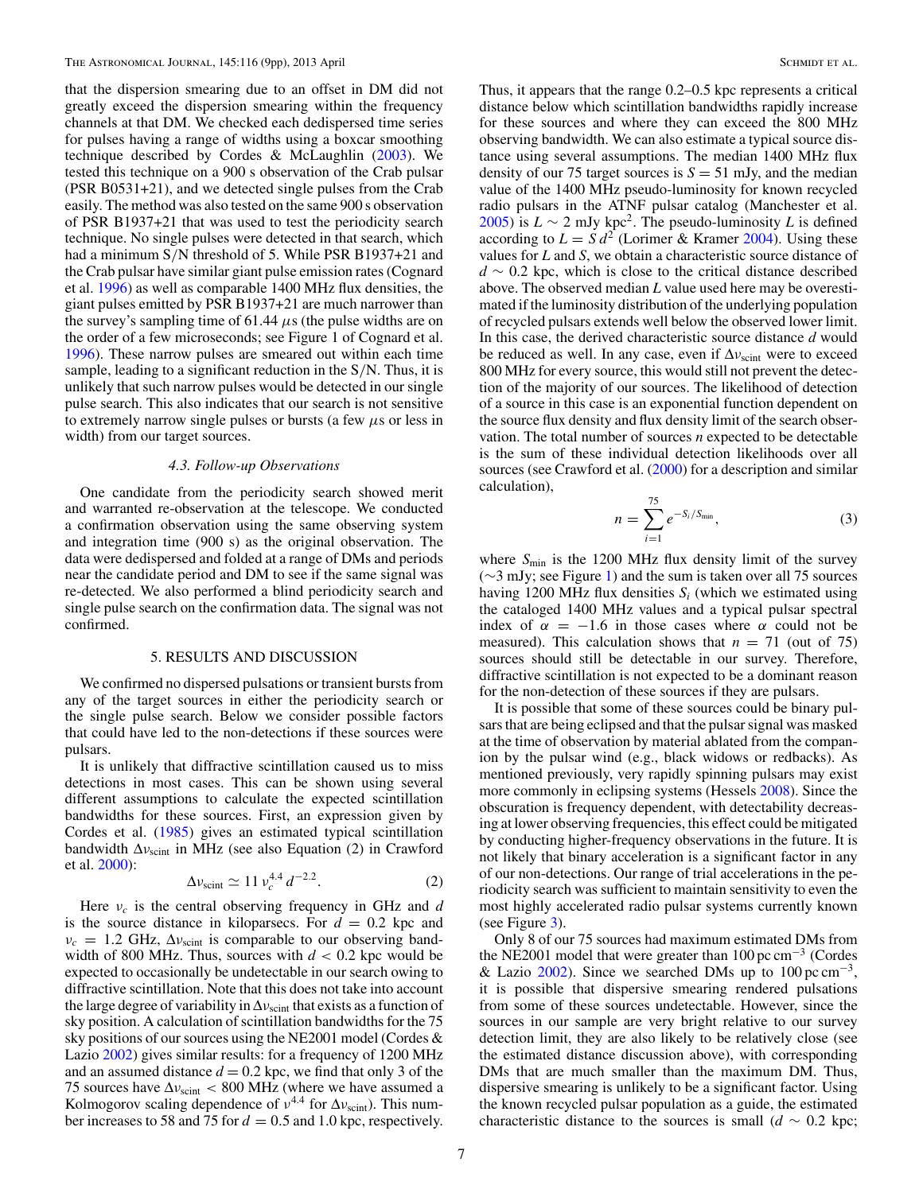that the dispersion smearing due to an offset in DM did not greatly exceed the dispersion smearing within the frequency channels at that DM. We checked each dedispersed time series for pulses having a range of widths using a boxcar smoothing technique described by Cordes & McLaughlin (2003). We tested this technique on a 900 s observation of the Crab pulsar (PSR B0531+21), and we detected single pulses from the Crab easily. The method was also tested on the same 900 s observation of PSR B1937+21 that was used to test the periodicity search technique. No single pulses were detected in that search, which had a minimum S/N threshold of 5. While PSR B1937+21 and the Crab pulsar have similar giant pulse emission rates (Cognard et al. 1996) as well as comparable 1400 MHz flux densities, the giant pulses emitted by PSR B1937+21 are much narrower than the survey's sampling time of 61.44 $\mu$s (the pulse widths are on the order of a few microseconds; see Figure 1 of Cognard et al. 1996). These narrow pulses are smeared out within each time sample, leading to a significant reduction in the S/N. Thus, it is unlikely that such narrow pulses would be detected in our single pulse search. This also indicates that our search is not sensitive to extremely narrow single pulses or bursts (a few $\mu$s or less in width) from our target sources.

### 4.3. Follow-up Observations

One candidate from the periodicity search showed merit and warranted re-observation at the telescope. We conducted a confirmation observation using the same observing system and integration time (900 s) as the original observation. The data were dedispersed and folded at a range of DMs and periods near the candidate period and DM to see if the same signal was re-detected. We also performed a blind periodicity search and single pulse search on the confirmation data. The signal was not confirmed.

## 5. RESULTS AND DISCUSSION

We confirmed no dispersed pulsations or transient bursts from any of the target sources in either the periodicity search or the single pulse search. Below we consider possible factors that could have led to the non-detections if these sources were pulsars.

It is unlikely that diffractive scintillation caused us to miss detections in most cases. This can be shown using several different assumptions to calculate the expected scintillation bandwidths for these sources. First, an expression given by Cordes et al. (1985) gives an estimated typical scintillation bandwidth $\Delta\nu_{\rm scint}$ in MHz (see also Equation (2) in Crawford et al. 2000):

$$\Delta\nu_{\rm scint} \simeq 11\, \nu_c^{4.4}\, d^{-2.2}. \tag{2}$$

Here $\nu_c$ is the central observing frequency in GHz and $d$ is the source distance in kiloparsecs. For $d = 0.2$ kpc and $\nu_c = 1.2$ GHz, $\Delta\nu_{\rm scint}$ is comparable to our observing bandwidth of 800 MHz. Thus, sources with $d < 0.2$ kpc would be expected to occasionally be undetectable in our search owing to diffractive scintillation. Note that this does not take into account the large degree of variability in $\Delta\nu_{\rm scint}$ that exists as a function of sky position. A calculation of scintillation bandwidths for the 75 sky positions of our sources using the NE2001 model (Cordes & Lazio 2002) gives similar results: for a frequency of 1200 MHz and an assumed distance $d = 0.2$ kpc, we find that only 3 of the 75 sources have $\Delta\nu_{\rm scint} < 800$ MHz (where we have assumed a Kolmogorov scaling dependence of $\nu^{4.4}$ for $\Delta\nu_{\rm scint}$). This number increases to 58 and 75 for $d = 0.5$ and 1.0 kpc, respectively. Thus, it appears that the range 0.2–0.5 kpc represents a critical distance below which scintillation bandwidths rapidly increase for these sources and where they can exceed the 800 MHz observing bandwidth. We can also estimate a typical source distance using several assumptions. The median 1400 MHz flux density of our 75 target sources is $S = 51$ mJy, and the median value of the 1400 MHz pseudo-luminosity for known recycled radio pulsars in the ATNF pulsar catalog (Manchester et al. 2005) is $L \sim 2$ mJy kpc$^2$. The pseudo-luminosity $L$ is defined according to $L = S\, d^2$ (Lorimer & Kramer 2004). Using these values for $L$ and $S$, we obtain a characteristic source distance of $d \sim 0.2$ kpc, which is close to the critical distance described above. The observed median $L$ value used here may be overestimated if the luminosity distribution of the underlying population of recycled pulsars extends well below the observed lower limit. In this case, the derived characteristic source distance $d$ would be reduced as well. In any case, even if $\Delta\nu_{\rm scint}$ were to exceed 800 MHz for every source, this would still not prevent the detection of the majority of our sources. The likelihood of detection of a source in this case is an exponential function dependent on the source flux density and flux density limit of the search observation. The total number of sources $n$ expected to be detectable is the sum of these individual detection likelihoods over all sources (see Crawford et al. (2000) for a description and similar calculation),

$$n = \sum_{i=1}^{75} e^{-S_i/S_{\rm min}}, \tag{3}$$

where $S_{\rm min}$ is the 1200 MHz flux density limit of the survey ($\sim$3 mJy; see Figure 1) and the sum is taken over all 75 sources having 1200 MHz flux densities $S_i$ (which we estimated using the cataloged 1400 MHz values and a typical pulsar spectral index of $\alpha = -1.6$ in those cases where $\alpha$ could not be measured). This calculation shows that $n = 71$ (out of 75) sources should still be detectable in our survey. Therefore, diffractive scintillation is not expected to be a dominant reason for the non-detection of these sources if they are pulsars.

It is possible that some of these sources could be binary pulsars that are being eclipsed and that the pulsar signal was masked at the time of observation by material ablated from the companion by the pulsar wind (e.g., black widows or redbacks). As mentioned previously, very rapidly spinning pulsars may exist more commonly in eclipsing systems (Hessels 2008). Since the obscuration is frequency dependent, with detectability decreasing at lower observing frequencies, this effect could be mitigated by conducting higher-frequency observations in the future. It is not likely that binary acceleration is a significant factor in any of our non-detections. Our range of trial accelerations in the periodicity search was sufficient to maintain sensitivity to even the most highly accelerated radio pulsar systems currently known (see Figure 3).

Only 8 of our 75 sources had maximum estimated DMs from the NE2001 model that were greater than 100 pc cm$^{-3}$ (Cordes & Lazio 2002). Since we searched DMs up to 100 pc cm$^{-3}$, it is possible that dispersive smearing rendered pulsations from some of these sources undetectable. However, since the sources in our sample are very bright relative to our survey detection limit, they are also likely to be relatively close (see the estimated distance discussion above), with corresponding DMs that are much smaller than the maximum DM. Thus, dispersive smearing is unlikely to be a significant factor. Using the known recycled pulsar population as a guide, the estimated characteristic distance to the sources is small ($d \sim 0.2$ kpc;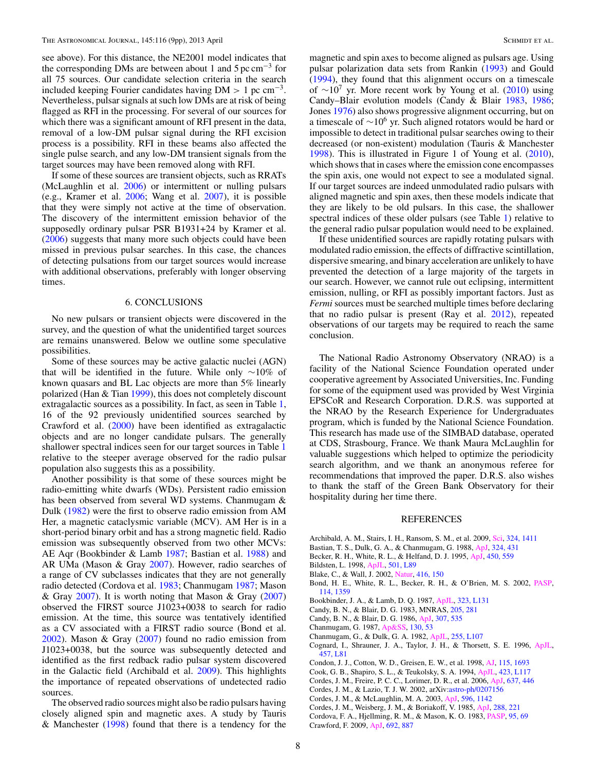see above). For this distance, the NE2001 model indicates that the corresponding DMs are between about 1 and 5 pc cm$^{-3}$ for all 75 sources. Our candidate selection criteria in the search included keeping Fourier candidates having DM > 1 pc cm$^{-3}$. Nevertheless, pulsar signals at such low DMs are at risk of being flagged as RFI in the processing. For several of our sources for which there was a significant amount of RFI present in the data, removal of a low-DM pulsar signal during the RFI excision process is a possibility. RFI in these beams also affected the single pulse search, and any low-DM transient signals from the target sources may have been removed along with RFI.

If some of these sources are transient objects, such as RRATs (McLaughlin et al. 2006) or intermittent or nulling pulsars (e.g., Kramer et al. 2006; Wang et al. 2007), it is possible that they were simply not active at the time of observation. The discovery of the intermittent emission behavior of the supposedly ordinary pulsar PSR B1931+24 by Kramer et al. (2006) suggests that many more such objects could have been missed in previous pulsar searches. In this case, the chances of detecting pulsations from our target sources would increase with additional observations, preferably with longer observing times.

## 6. CONCLUSIONS

No new pulsars or transient objects were discovered in the survey, and the question of what the unidentified target sources are remains unanswered. Below we outline some speculative possibilities.

Some of these sources may be active galactic nuclei (AGN) that will be identified in the future. While only ∼10% of known quasars and BL Lac objects are more than 5% linearly polarized (Han & Tian 1999), this does not completely discount extragalactic sources as a possibility. In fact, as seen in Table 1, 16 of the 92 previously unidentified sources searched by Crawford et al. (2000) have been identified as extragalactic objects and are no longer candidate pulsars. The generally shallower spectral indices seen for our target sources in Table 1 relative to the steeper average observed for the radio pulsar population also suggests this as a possibility.

Another possibility is that some of these sources might be radio-emitting white dwarfs (WDs). Persistent radio emission has been observed from several WD systems. Chanmugam & Dulk (1982) were the first to observe radio emission from AM Her, a magnetic cataclysmic variable (MCV). AM Her is in a short-period binary orbit and has a strong magnetic field. Radio emission was subsequently observed from two other MCVs: AE Aqr (Bookbinder & Lamb 1987; Bastian et al. 1988) and AR UMa (Mason & Gray 2007). However, radio searches of a range of CV subclasses indicates that they are not generally radio detected (Cordova et al. 1983; Chanmugam 1987; Mason & Gray 2007). It is worth noting that Mason & Gray (2007) observed the FIRST source J1023+0038 to search for radio emission. At the time, this source was tentatively identified as a CV associated with a FIRST radio source (Bond et al. 2002). Mason & Gray (2007) found no radio emission from J1023+0038, but the source was subsequently detected and identified as the first redback radio pulsar system discovered in the Galactic field (Archibald et al. 2009). This highlights the importance of repeated observations of undetected radio sources.

The observed radio sources might also be radio pulsars having closely aligned spin and magnetic axes. A study by Tauris & Manchester (1998) found that there is a tendency for the magnetic and spin axes to become aligned as pulsars age. Using pulsar polarization data sets from Rankin (1993) and Gould (1994), they found that this alignment occurs on a timescale of $\sim 10^7$ yr. More recent work by Young et al. (2010) using Candy–Blair evolution models (Candy & Blair 1983, 1986; Jones 1976) also shows progressive alignment occurring, but on a timescale of $\sim 10^6$ yr. Such aligned rotators would be hard or impossible to detect in traditional pulsar searches owing to their decreased (or non-existent) modulation (Tauris & Manchester 1998). This is illustrated in Figure 1 of Young et al. (2010), which shows that in cases where the emission cone encompasses the spin axis, one would not expect to see a modulated signal. If our target sources are indeed unmodulated radio pulsars with aligned magnetic and spin axes, then these models indicate that they are likely to be old pulsars. In this case, the shallower spectral indices of these older pulsars (see Table 1) relative to the general radio pulsar population would need to be explained.

If these unidentified sources are rapidly rotating pulsars with modulated radio emission, the effects of diffractive scintillation, dispersive smearing, and binary acceleration are unlikely to have prevented the detection of a large majority of the targets in our search. However, we cannot rule out eclipsing, intermittent emission, nulling, or RFI as possibly important factors. Just as *Fermi* sources must be searched multiple times before declaring that no radio pulsar is present (Ray et al. 2012), repeated observations of our targets may be required to reach the same conclusion.

The National Radio Astronomy Observatory (NRAO) is a facility of the National Science Foundation operated under cooperative agreement by Associated Universities, Inc. Funding for some of the equipment used was provided by West Virginia EPSCoR and Research Corporation. D.R.S. was supported at the NRAO by the Research Experience for Undergraduates program, which is funded by the National Science Foundation. This research has made use of the SIMBAD database, operated at CDS, Strasbourg, France. We thank Maura McLaughlin for valuable suggestions which helped to optimize the periodicity search algorithm, and we thank an anonymous referee for recommendations that improved the paper. D.R.S. also wishes to thank the staff of the Green Bank Observatory for their hospitality during her time there.

## REFERENCES

Archibald, A. M., Stairs, I. H., Ransom, S. M., et al. 2009, Sci, 324, 1411
Bastian, T. S., Dulk, G. A., & Chanmugam, G. 1988, ApJ, 324, 431
Becker, R. H., White, R. L., & Helfand, D. J. 1995, ApJ, 450, 559
Bildsten, L. 1998, ApJL, 501, L89
Blake, C., & Wall, J. 2002, Natur, 416, 150
Bond, H. E., White, R. L., Becker, R. H., & O'Brien, M. S. 2002, PASP, 114, 1359
Bookbinder, J. A., & Lamb, D. Q. 1987, ApJL, 323, L131
Candy, B. N., & Blair, D. G. 1983, MNRAS, 205, 281
Candy, B. N., & Blair, D. G. 1986, ApJ, 307, 535
Chanmugam, G. 1987, Ap&SS, 130, 53
Chanmugam, G., & Dulk, G. A. 1982, ApJL, 255, L107
Cognard, I., Shrauner, J. A., Taylor, J. H., & Thorsett, S. E. 1996, ApJL, 457, L81
Condon, J. J., Cotton, W. D., Greisen, E. W., et al. 1998, AJ, 115, 1693
Cook, G. B., Shapiro, S. L., & Teukolsky, S. A. 1994, ApJL, 423, L117
Cordes, J. M., Freire, P. C. C., Lorimer, D. R., et al. 2006, ApJ, 637, 446
Cordes, J. M., & Lazio, T. J. W. 2002, arXiv:astro-ph/0207156
Cordes, J. M., & McLaughlin, M. A. 2003, ApJ, 596, 1142
Cordes, J. M., Weisberg, J. M., & Boriakoff, V. 1985, ApJ, 288, 221
Cordova, F. A., Hjellming, R. M., & Mason, K. O. 1983, PASP, 95, 69
Crawford, F. 2009, ApJ, 692, 887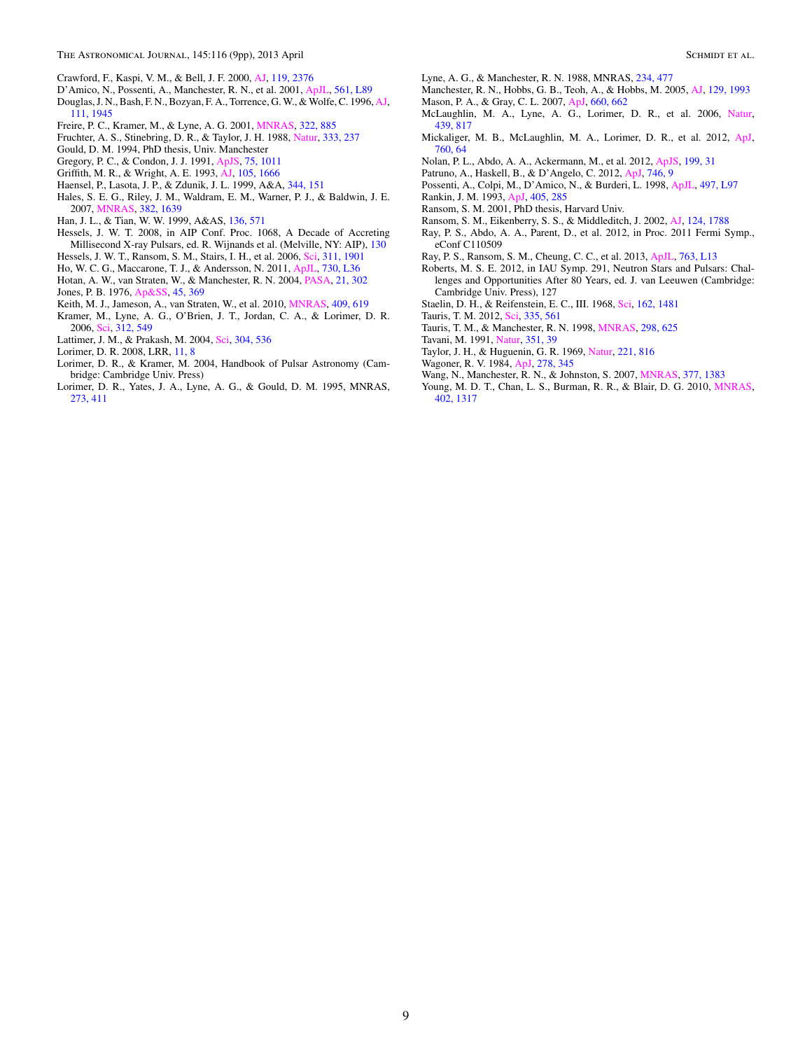Crawford, F., Kaspi, V. M., & Bell, J. F. 2000, AJ, 119, 2376

D'Amico, N., Possenti, A., Manchester, R. N., et al. 2001, ApJL, 561, L89

Douglas, J. N., Bash, F. N., Bozyan, F. A., Torrence, G. W., & Wolfe, C. 1996, AJ, 111, 1945

Freire, P. C., Kramer, M., & Lyne, A. G. 2001, MNRAS, 322, 885

Fruchter, A. S., Stinebring, D. R., & Taylor, J. H. 1988, Natur, 333, 237

Gould, D. M. 1994, PhD thesis, Univ. Manchester

Gregory, P. C., & Condon, J. J. 1991, ApJS, 75, 1011

Griffith, M. R., & Wright, A. E. 1993, AJ, 105, 1666

Haensel, P., Lasota, J. P., & Zdunik, J. L. 1999, A&A, 344, 151

Hales, S. E. G., Riley, J. M., Waldram, E. M., Warner, P. J., & Baldwin, J. E. 2007, MNRAS, 382, 1639

Han, J. L., & Tian, W. W. 1999, A&AS, 136, 571

Hessels, J. W. T. 2008, in AIP Conf. Proc. 1068, A Decade of Accreting Millisecond X-ray Pulsars, ed. R. Wijnands et al. (Melville, NY: AIP), 130

Hessels, J. W. T., Ransom, S. M., Stairs, I. H., et al. 2006, Sci, 311, 1901

Ho, W. C. G., Maccarone, T. J., & Andersson, N. 2011, ApJL, 730, L36

Hotan, A. W., van Straten, W., & Manchester, R. N. 2004, PASA, 21, 302

Jones, P. B. 1976, Ap&SS, 45, 369

Keith, M. J., Jameson, A., van Straten, W., et al. 2010, MNRAS, 409, 619

Kramer, M., Lyne, A. G., O'Brien, J. T., Jordan, C. A., & Lorimer, D. R. 2006, Sci, 312, 549

Lattimer, J. M., & Prakash, M. 2004, Sci, 304, 536

Lorimer, D. R. 2008, LRR, 11, 8

Lorimer, D. R., & Kramer, M. 2004, Handbook of Pulsar Astronomy (Cambridge: Cambridge Univ. Press)

Lorimer, D. R., Yates, J. A., Lyne, A. G., & Gould, D. M. 1995, MNRAS, 273, 411

Lyne, A. G., & Manchester, R. N. 1988, MNRAS, 234, 477

Manchester, R. N., Hobbs, G. B., Teoh, A., & Hobbs, M. 2005, AJ, 129, 1993

Mason, P. A., & Gray, C. L. 2007, ApJ, 660, 662

McLaughlin, M. A., Lyne, A. G., Lorimer, D. R., et al. 2006, Natur, 439, 817

Mickaliger, M. B., McLaughlin, M. A., Lorimer, D. R., et al. 2012, ApJ, 760, 64

Nolan, P. L., Abdo, A. A., Ackermann, M., et al. 2012, ApJS, 199, 31

Patruno, A., Haskell, B., & D'Angelo, C. 2012, ApJ, 746, 9

Possenti, A., Colpi, M., D'Amico, N., & Burderi, L. 1998, ApJL, 497, L97

Rankin, J. M. 1993, ApJ, 405, 285

Ransom, S. M. 2001, PhD thesis, Harvard Univ.

Ransom, S. M., Eikenberry, S. S., & Middleditch, J. 2002, AJ, 124, 1788

Ray, P. S., Abdo, A. A., Parent, D., et al. 2012, in Proc. 2011 Fermi Symp., eConf C110509

Ray, P. S., Ransom, S. M., Cheung, C. C., et al. 2013, ApJL, 763, L13

Roberts, M. S. E. 2012, in IAU Symp. 291, Neutron Stars and Pulsars: Challenges and Opportunities After 80 Years, ed. J. van Leeuwen (Cambridge: Cambridge Univ. Press), 127

Staelin, D. H., & Reifenstein, E. C., III. 1968, Sci, 162, 1481

Tauris, T. M. 2012, Sci, 335, 561

Tauris, T. M., & Manchester, R. N. 1998, MNRAS, 298, 625

Tavani, M. 1991, Natur, 351, 39

Taylor, J. H., & Huguenin, G. R. 1969, Natur, 221, 816

Wagoner, R. V. 1984, ApJ, 278, 345

Wang, N., Manchester, R. N., & Johnston, S. 2007, MNRAS, 377, 1383

Young, M. D. T., Chan, L. S., Burman, R. R., & Blair, D. G. 2010, MNRAS, 402, 1317